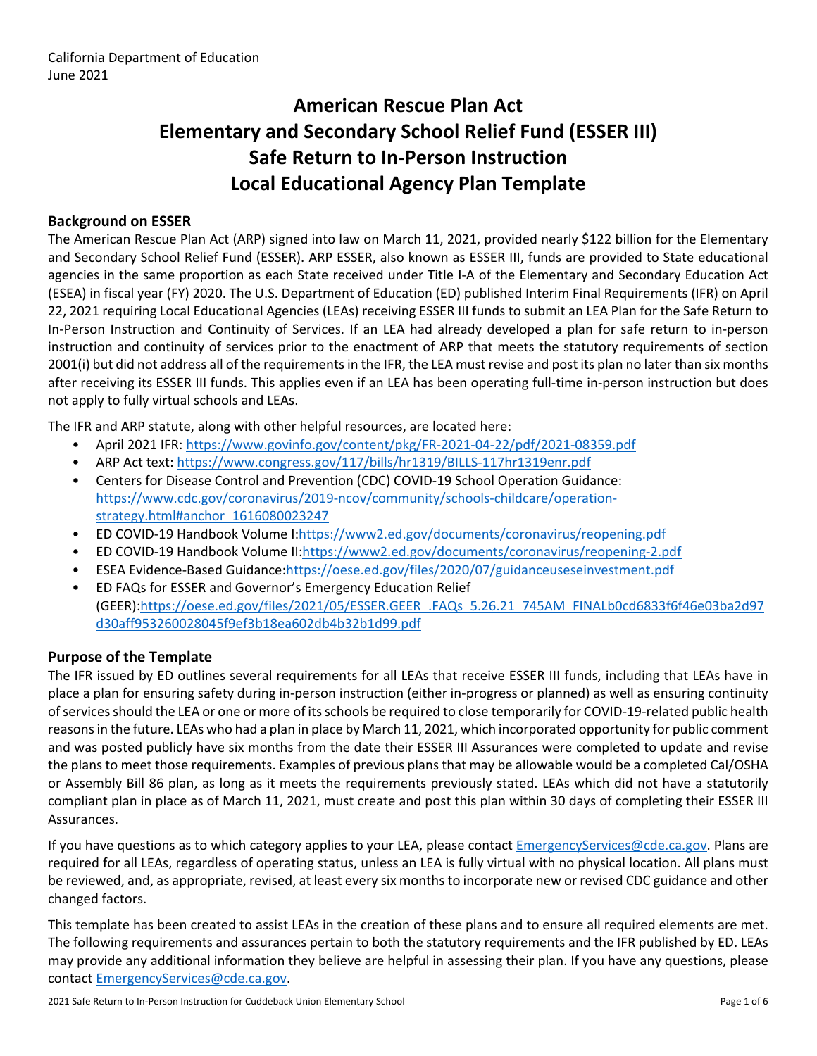California Department of Education
June 2021

# American Rescue Plan Act
# Elementary and Secondary School Relief Fund (ESSER III)
# Safe Return to In-Person Instruction
# Local Educational Agency Plan Template

## Background on ESSER

The American Rescue Plan Act (ARP) signed into law on March 11, 2021, provided nearly $122 billion for the Elementary and Secondary School Relief Fund (ESSER). ARP ESSER, also known as ESSER III, funds are provided to State educational agencies in the same proportion as each State received under Title I-A of the Elementary and Secondary Education Act (ESEA) in fiscal year (FY) 2020. The U.S. Department of Education (ED) published Interim Final Requirements (IFR) on April 22, 2021 requiring Local Educational Agencies (LEAs) receiving ESSER III funds to submit an LEA Plan for the Safe Return to In-Person Instruction and Continuity of Services. If an LEA had already developed a plan for safe return to in-person instruction and continuity of services prior to the enactment of ARP that meets the statutory requirements of section 2001(i) but did not address all of the requirements in the IFR, the LEA must revise and post its plan no later than six months after receiving its ESSER III funds. This applies even if an LEA has been operating full-time in-person instruction but does not apply to fully virtual schools and LEAs.

The IFR and ARP statute, along with other helpful resources, are located here:

- April 2021 IFR: https://www.govinfo.gov/content/pkg/FR-2021-04-22/pdf/2021-08359.pdf
- ARP Act text: https://www.congress.gov/117/bills/hr1319/BILLS-117hr1319enr.pdf
- Centers for Disease Control and Prevention (CDC) COVID-19 School Operation Guidance: https://www.cdc.gov/coronavirus/2019-ncov/community/schools-childcare/operation-strategy.html#anchor_1616080023247
- ED COVID-19 Handbook Volume I:https://www2.ed.gov/documents/coronavirus/reopening.pdf
- ED COVID-19 Handbook Volume II:https://www2.ed.gov/documents/coronavirus/reopening-2.pdf
- ESEA Evidence-Based Guidance:https://oese.ed.gov/files/2020/07/guidanceuseseinvestment.pdf
- ED FAQs for ESSER and Governor's Emergency Education Relief (GEER):https://oese.ed.gov/files/2021/05/ESSER.GEER_.FAQs_5.26.21_745AM_FINALb0cd6833f6f46e03ba2d97d30aff953260028045f9ef3b18ea602db4b32b1d99.pdf

## Purpose of the Template

The IFR issued by ED outlines several requirements for all LEAs that receive ESSER III funds, including that LEAs have in place a plan for ensuring safety during in-person instruction (either in-progress or planned) as well as ensuring continuity of services should the LEA or one or more of its schools be required to close temporarily for COVID-19-related public health reasons in the future. LEAs who had a plan in place by March 11, 2021, which incorporated opportunity for public comment and was posted publicly have six months from the date their ESSER III Assurances were completed to update and revise the plans to meet those requirements. Examples of previous plans that may be allowable would be a completed Cal/OSHA or Assembly Bill 86 plan, as long as it meets the requirements previously stated. LEAs which did not have a statutorily compliant plan in place as of March 11, 2021, must create and post this plan within 30 days of completing their ESSER III Assurances.

If you have questions as to which category applies to your LEA, please contact EmergencyServices@cde.ca.gov. Plans are required for all LEAs, regardless of operating status, unless an LEA is fully virtual with no physical location. All plans must be reviewed, and, as appropriate, revised, at least every six months to incorporate new or revised CDC guidance and other changed factors.

This template has been created to assist LEAs in the creation of these plans and to ensure all required elements are met. The following requirements and assurances pertain to both the statutory requirements and the IFR published by ED. LEAs may provide any additional information they believe are helpful in assessing their plan. If you have any questions, please contact EmergencyServices@cde.ca.gov.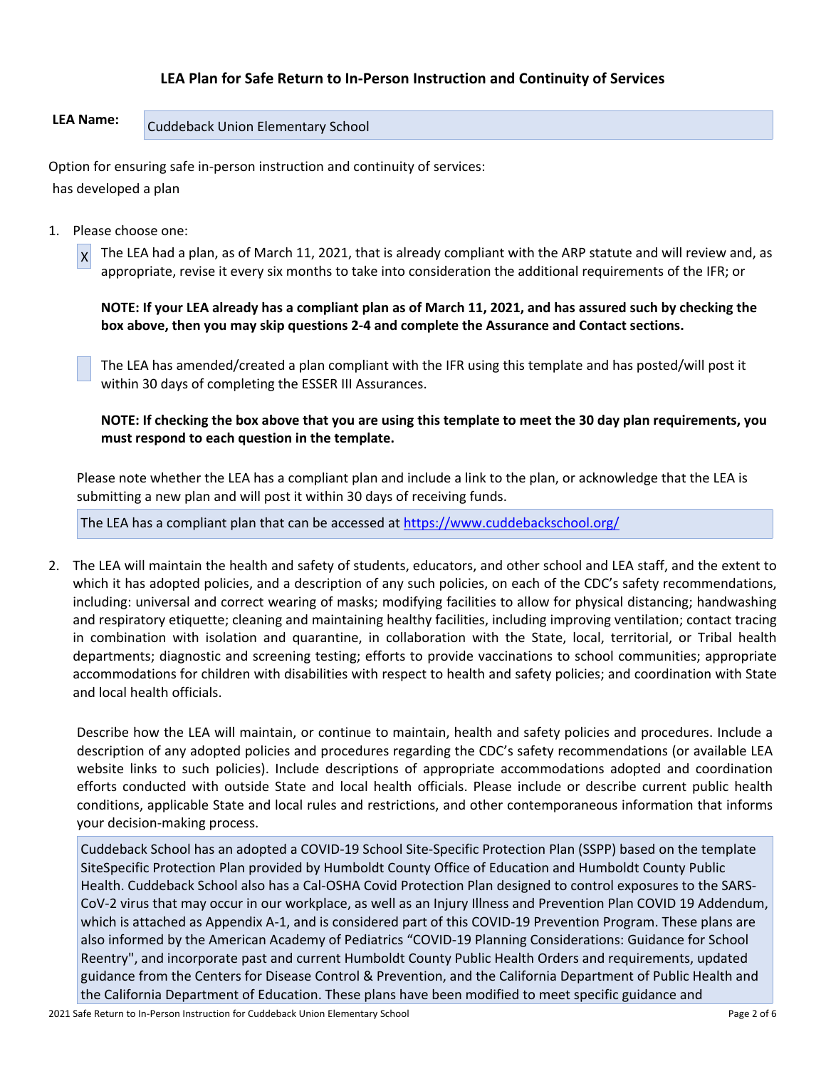## LEA Plan for Safe Return to In-Person Instruction and Continuity of Services

**LEA Name:** Cuddeback Union Elementary School

Option for ensuring safe in-person instruction and continuity of services:
has developed a plan

1. Please choose one:

   - [X] The LEA had a plan, as of March 11, 2021, that is already compliant with the ARP statute and will review and, as appropriate, revise it every six months to take into consideration the additional requirements of the IFR; or

   **NOTE: If your LEA already has a compliant plan as of March 11, 2021, and has assured such by checking the box above, then you may skip questions 2-4 and complete the Assurance and Contact sections.**

   - [ ] The LEA has amended/created a plan compliant with the IFR using this template and has posted/will post it within 30 days of completing the ESSER III Assurances.

   **NOTE: If checking the box above that you are using this template to meet the 30 day plan requirements, you must respond to each question in the template.**

   Please note whether the LEA has a compliant plan and include a link to the plan, or acknowledge that the LEA is submitting a new plan and will post it within 30 days of receiving funds.

   The LEA has a compliant plan that can be accessed at [https://www.cuddebackschool.org/](https://www.cuddebackschool.org/)

2. The LEA will maintain the health and safety of students, educators, and other school and LEA staff, and the extent to which it has adopted policies, and a description of any such policies, on each of the CDC's safety recommendations, including: universal and correct wearing of masks; modifying facilities to allow for physical distancing; handwashing and respiratory etiquette; cleaning and maintaining healthy facilities, including improving ventilation; contact tracing in combination with isolation and quarantine, in collaboration with the State, local, territorial, or Tribal health departments; diagnostic and screening testing; efforts to provide vaccinations to school communities; appropriate accommodations for children with disabilities with respect to health and safety policies; and coordination with State and local health officials.

   Describe how the LEA will maintain, or continue to maintain, health and safety policies and procedures. Include a description of any adopted policies and procedures regarding the CDC's safety recommendations (or available LEA website links to such policies). Include descriptions of appropriate accommodations adopted and coordination efforts conducted with outside State and local health officials. Please include or describe current public health conditions, applicable State and local rules and restrictions, and other contemporaneous information that informs your decision-making process.

   Cuddeback School has an adopted a COVID-19 School Site-Specific Protection Plan (SSPP) based on the template SiteSpecific Protection Plan provided by Humboldt County Office of Education and Humboldt County Public Health. Cuddeback School also has a Cal-OSHA Covid Protection Plan designed to control exposures to the SARS-CoV-2 virus that may occur in our workplace, as well as an Injury Illness and Prevention Plan COVID 19 Addendum, which is attached as Appendix A-1, and is considered part of this COVID-19 Prevention Program. These plans are also informed by the American Academy of Pediatrics "COVID-19 Planning Considerations: Guidance for School Reentry", and incorporate past and current Humboldt County Public Health Orders and requirements, updated guidance from the Centers for Disease Control & Prevention, and the California Department of Public Health and the California Department of Education. These plans have been modified to meet specific guidance and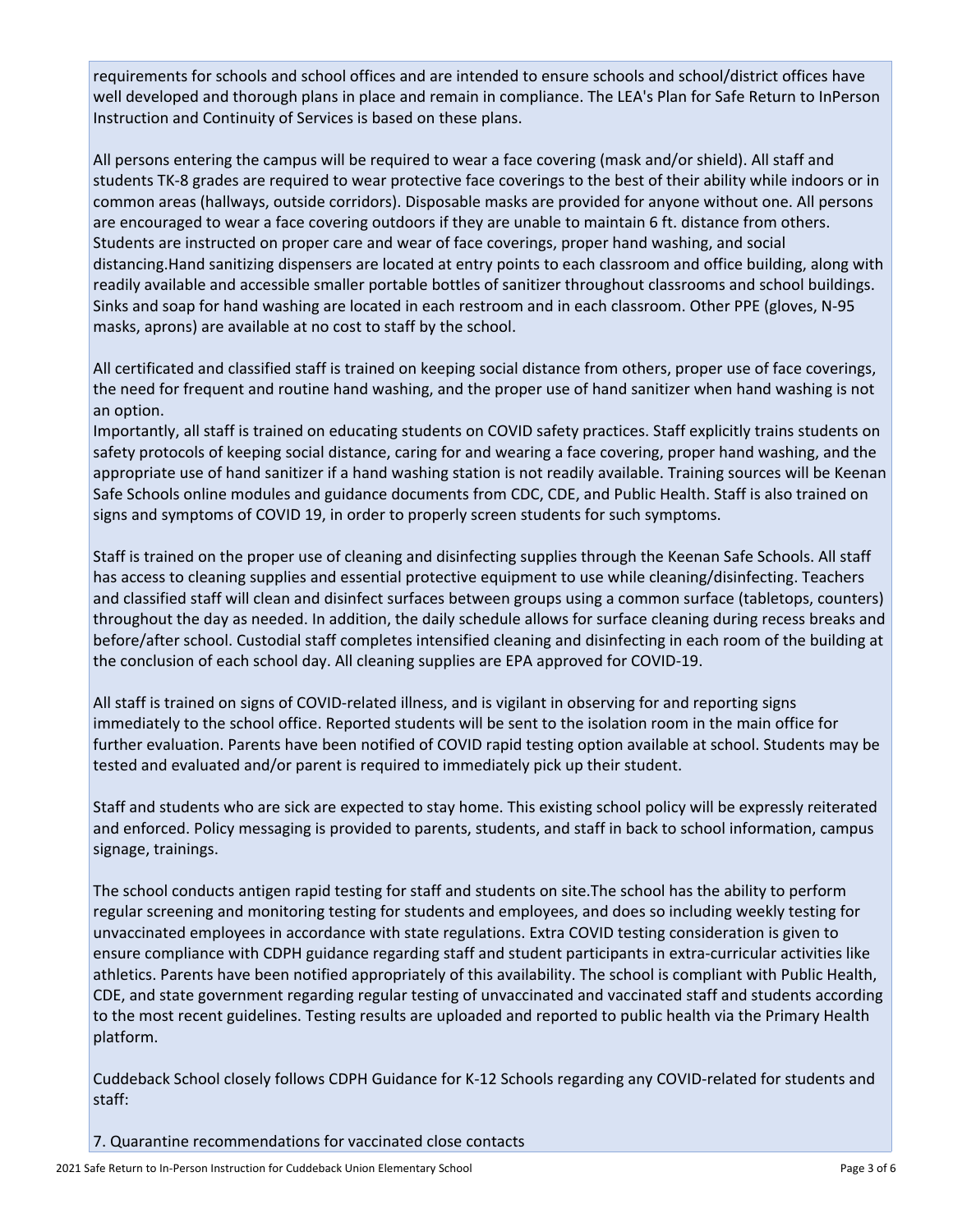requirements for schools and school offices and are intended to ensure schools and school/district offices have well developed and thorough plans in place and remain in compliance. The LEA's Plan for Safe Return to InPerson Instruction and Continuity of Services is based on these plans.

All persons entering the campus will be required to wear a face covering (mask and/or shield). All staff and students TK-8 grades are required to wear protective face coverings to the best of their ability while indoors or in common areas (hallways, outside corridors). Disposable masks are provided for anyone without one. All persons are encouraged to wear a face covering outdoors if they are unable to maintain 6 ft. distance from others. Students are instructed on proper care and wear of face coverings, proper hand washing, and social distancing.Hand sanitizing dispensers are located at entry points to each classroom and office building, along with readily available and accessible smaller portable bottles of sanitizer throughout classrooms and school buildings. Sinks and soap for hand washing are located in each restroom and in each classroom. Other PPE (gloves, N-95 masks, aprons) are available at no cost to staff by the school.

All certificated and classified staff is trained on keeping social distance from others, proper use of face coverings, the need for frequent and routine hand washing, and the proper use of hand sanitizer when hand washing is not an option.
Importantly, all staff is trained on educating students on COVID safety practices. Staff explicitly trains students on safety protocols of keeping social distance, caring for and wearing a face covering, proper hand washing, and the appropriate use of hand sanitizer if a hand washing station is not readily available. Training sources will be Keenan Safe Schools online modules and guidance documents from CDC, CDE, and Public Health. Staff is also trained on signs and symptoms of COVID 19, in order to properly screen students for such symptoms.

Staff is trained on the proper use of cleaning and disinfecting supplies through the Keenan Safe Schools. All staff has access to cleaning supplies and essential protective equipment to use while cleaning/disinfecting. Teachers and classified staff will clean and disinfect surfaces between groups using a common surface (tabletops, counters) throughout the day as needed. In addition, the daily schedule allows for surface cleaning during recess breaks and before/after school. Custodial staff completes intensified cleaning and disinfecting in each room of the building at the conclusion of each school day. All cleaning supplies are EPA approved for COVID-19.

All staff is trained on signs of COVID-related illness, and is vigilant in observing for and reporting signs immediately to the school office. Reported students will be sent to the isolation room in the main office for further evaluation. Parents have been notified of COVID rapid testing option available at school. Students may be tested and evaluated and/or parent is required to immediately pick up their student.

Staff and students who are sick are expected to stay home. This existing school policy will be expressly reiterated and enforced. Policy messaging is provided to parents, students, and staff in back to school information, campus signage, trainings.

The school conducts antigen rapid testing for staff and students on site.The school has the ability to perform regular screening and monitoring testing for students and employees, and does so including weekly testing for unvaccinated employees in accordance with state regulations. Extra COVID testing consideration is given to ensure compliance with CDPH guidance regarding staff and student participants in extra-curricular activities like athletics. Parents have been notified appropriately of this availability. The school is compliant with Public Health, CDE, and state government regarding regular testing of unvaccinated and vaccinated staff and students according to the most recent guidelines. Testing results are uploaded and reported to public health via the Primary Health platform.

Cuddeback School closely follows CDPH Guidance for K-12 Schools regarding any COVID-related for students and staff:

7. Quarantine recommendations for vaccinated close contacts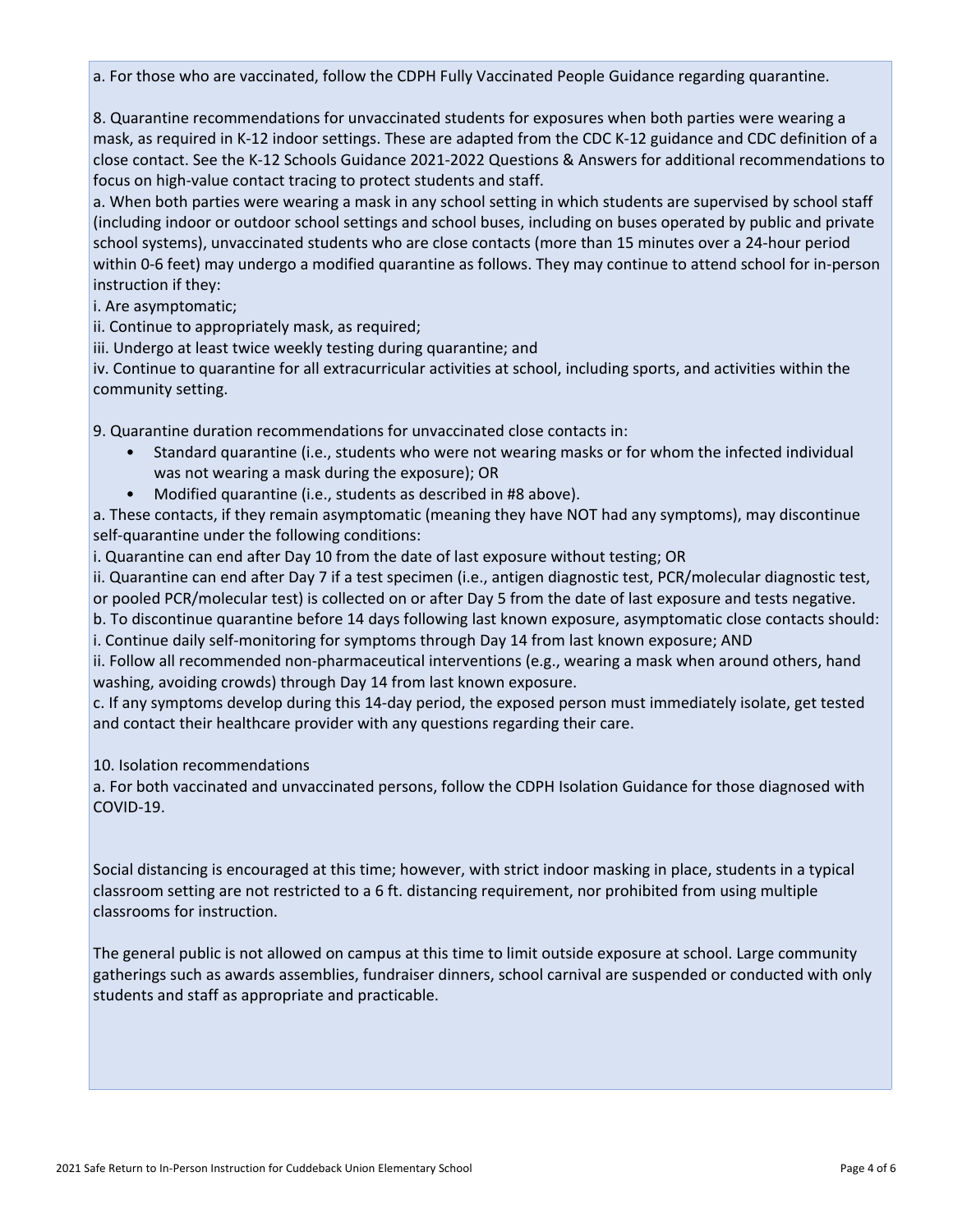a. For those who are vaccinated, follow the CDPH Fully Vaccinated People Guidance regarding quarantine.

8. Quarantine recommendations for unvaccinated students for exposures when both parties were wearing a mask, as required in K-12 indoor settings. These are adapted from the CDC K-12 guidance and CDC definition of a close contact. See the K-12 Schools Guidance 2021-2022 Questions & Answers for additional recommendations to focus on high-value contact tracing to protect students and staff.

a. When both parties were wearing a mask in any school setting in which students are supervised by school staff (including indoor or outdoor school settings and school buses, including on buses operated by public and private school systems), unvaccinated students who are close contacts (more than 15 minutes over a 24-hour period within 0-6 feet) may undergo a modified quarantine as follows. They may continue to attend school for in-person instruction if they:

i. Are asymptomatic;

ii. Continue to appropriately mask, as required;

iii. Undergo at least twice weekly testing during quarantine; and

iv. Continue to quarantine for all extracurricular activities at school, including sports, and activities within the community setting.

9. Quarantine duration recommendations for unvaccinated close contacts in:

- Standard quarantine (i.e., students who were not wearing masks or for whom the infected individual was not wearing a mask during the exposure); OR
- Modified quarantine (i.e., students as described in #8 above).

a. These contacts, if they remain asymptomatic (meaning they have NOT had any symptoms), may discontinue self-quarantine under the following conditions:

i. Quarantine can end after Day 10 from the date of last exposure without testing; OR

ii. Quarantine can end after Day 7 if a test specimen (i.e., antigen diagnostic test, PCR/molecular diagnostic test, or pooled PCR/molecular test) is collected on or after Day 5 from the date of last exposure and tests negative.

b. To discontinue quarantine before 14 days following last known exposure, asymptomatic close contacts should:

i. Continue daily self-monitoring for symptoms through Day 14 from last known exposure; AND

ii. Follow all recommended non-pharmaceutical interventions (e.g., wearing a mask when around others, hand washing, avoiding crowds) through Day 14 from last known exposure.

c. If any symptoms develop during this 14-day period, the exposed person must immediately isolate, get tested and contact their healthcare provider with any questions regarding their care.

10. Isolation recommendations

a. For both vaccinated and unvaccinated persons, follow the CDPH Isolation Guidance for those diagnosed with COVID-19.

Social distancing is encouraged at this time; however, with strict indoor masking in place, students in a typical classroom setting are not restricted to a 6 ft. distancing requirement, nor prohibited from using multiple classrooms for instruction.

The general public is not allowed on campus at this time to limit outside exposure at school. Large community gatherings such as awards assemblies, fundraiser dinners, school carnival are suspended or conducted with only students and staff as appropriate and practicable.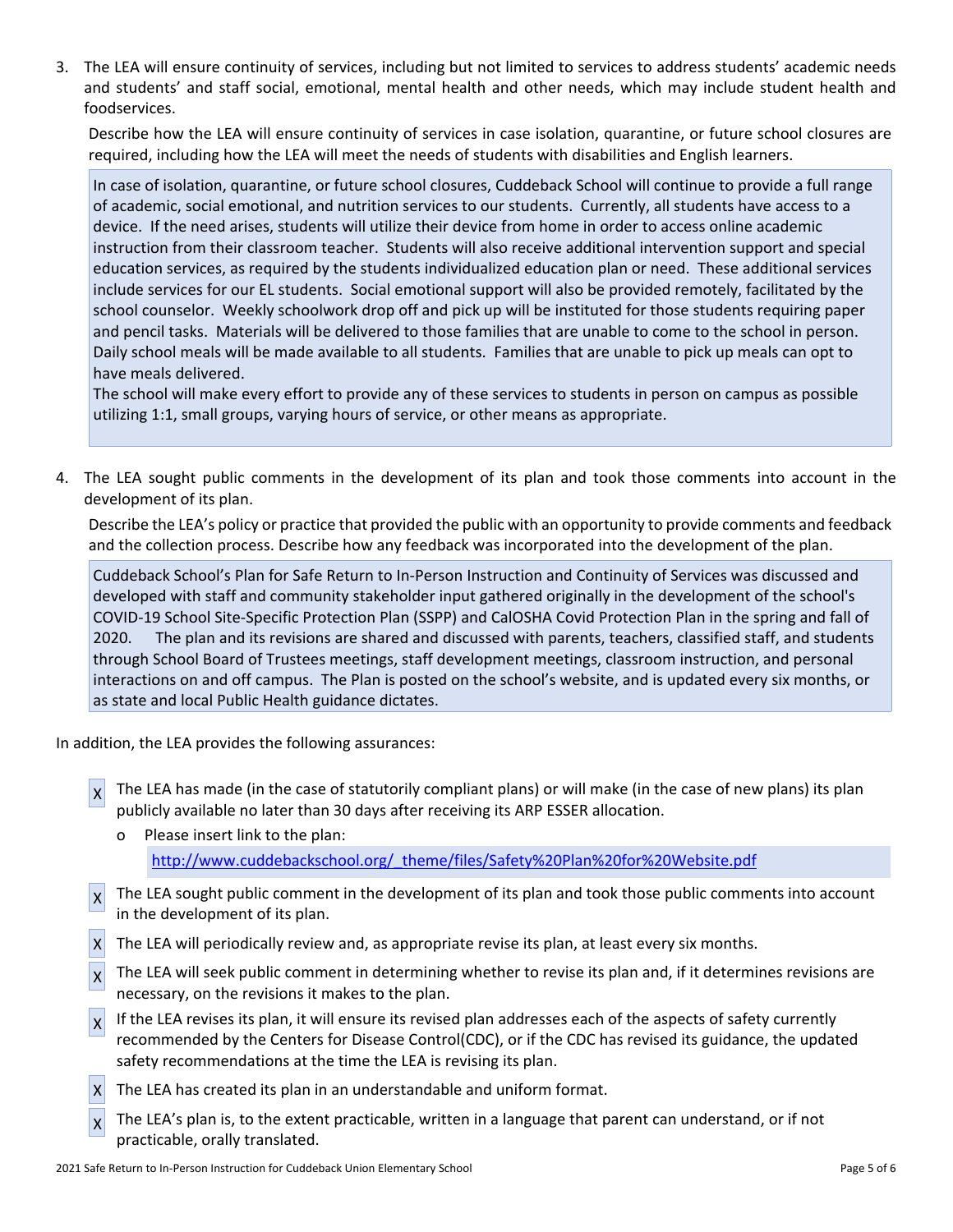3. The LEA will ensure continuity of services, including but not limited to services to address students' academic needs and students' and staff social, emotional, mental health and other needs, which may include student health and foodservices.

   Describe how the LEA will ensure continuity of services in case isolation, quarantine, or future school closures are required, including how the LEA will meet the needs of students with disabilities and English learners.

   In case of isolation, quarantine, or future school closures, Cuddeback School will continue to provide a full range of academic, social emotional, and nutrition services to our students. Currently, all students have access to a device. If the need arises, students will utilize their device from home in order to access online academic instruction from their classroom teacher. Students will also receive additional intervention support and special education services, as required by the students individualized education plan or need. These additional services include services for our EL students. Social emotional support will also be provided remotely, facilitated by the school counselor. Weekly schoolwork drop off and pick up will be instituted for those students requiring paper and pencil tasks. Materials will be delivered to those families that are unable to come to the school in person. Daily school meals will be made available to all students. Families that are unable to pick up meals can opt to have meals delivered.
   The school will make every effort to provide any of these services to students in person on campus as possible utilizing 1:1, small groups, varying hours of service, or other means as appropriate.

4. The LEA sought public comments in the development of its plan and took those comments into account in the development of its plan.

   Describe the LEA's policy or practice that provided the public with an opportunity to provide comments and feedback and the collection process. Describe how any feedback was incorporated into the development of the plan.

   Cuddeback School's Plan for Safe Return to In-Person Instruction and Continuity of Services was discussed and developed with staff and community stakeholder input gathered originally in the development of the school's COVID-19 School Site-Specific Protection Plan (SSPP) and CalOSHA Covid Protection Plan in the spring and fall of 2020. The plan and its revisions are shared and discussed with parents, teachers, classified staff, and students through School Board of Trustees meetings, staff development meetings, classroom instruction, and personal interactions on and off campus. The Plan is posted on the school's website, and is updated every six months, or as state and local Public Health guidance dictates.

In addition, the LEA provides the following assurances:

- X The LEA has made (in the case of statutorily compliant plans) or will make (in the case of new plans) its plan publicly available no later than 30 days after receiving its ARP ESSER allocation.
  - o Please insert link to the plan:
    http://www.cuddebackschool.org/_theme/files/Safety%20Plan%20for%20Website.pdf
- X The LEA sought public comment in the development of its plan and took those public comments into account in the development of its plan.
- X The LEA will periodically review and, as appropriate revise its plan, at least every six months.
- X The LEA will seek public comment in determining whether to revise its plan and, if it determines revisions are necessary, on the revisions it makes to the plan.
- X If the LEA revises its plan, it will ensure its revised plan addresses each of the aspects of safety currently recommended by the Centers for Disease Control(CDC), or if the CDC has revised its guidance, the updated safety recommendations at the time the LEA is revising its plan.
- X The LEA has created its plan in an understandable and uniform format.
- X The LEA's plan is, to the extent practicable, written in a language that parent can understand, or if not practicable, orally translated.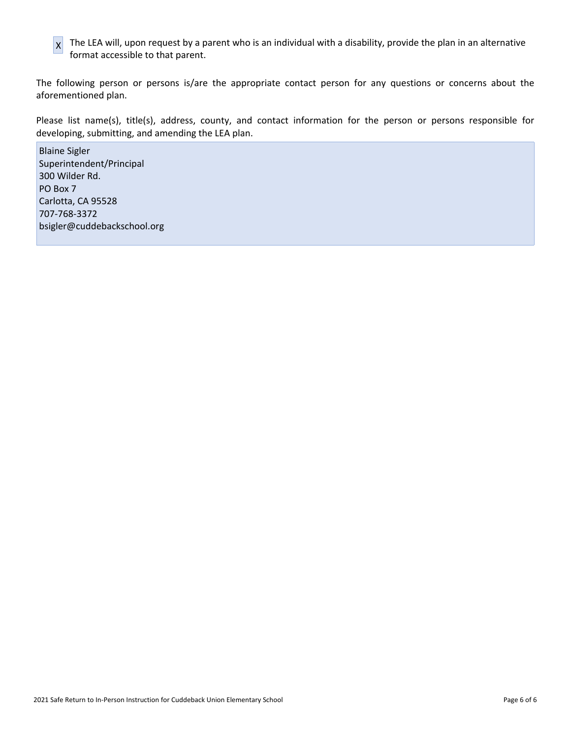X The LEA will, upon request by a parent who is an individual with a disability, provide the plan in an alternative format accessible to that parent.

The following person or persons is/are the appropriate contact person for any questions or concerns about the aforementioned plan.

Please list name(s), title(s), address, county, and contact information for the person or persons responsible for developing, submitting, and amending the LEA plan.

Blaine Sigler
Superintendent/Principal
300 Wilder Rd.
PO Box 7
Carlotta, CA 95528
707-768-3372
bsigler@cuddebackschool.org